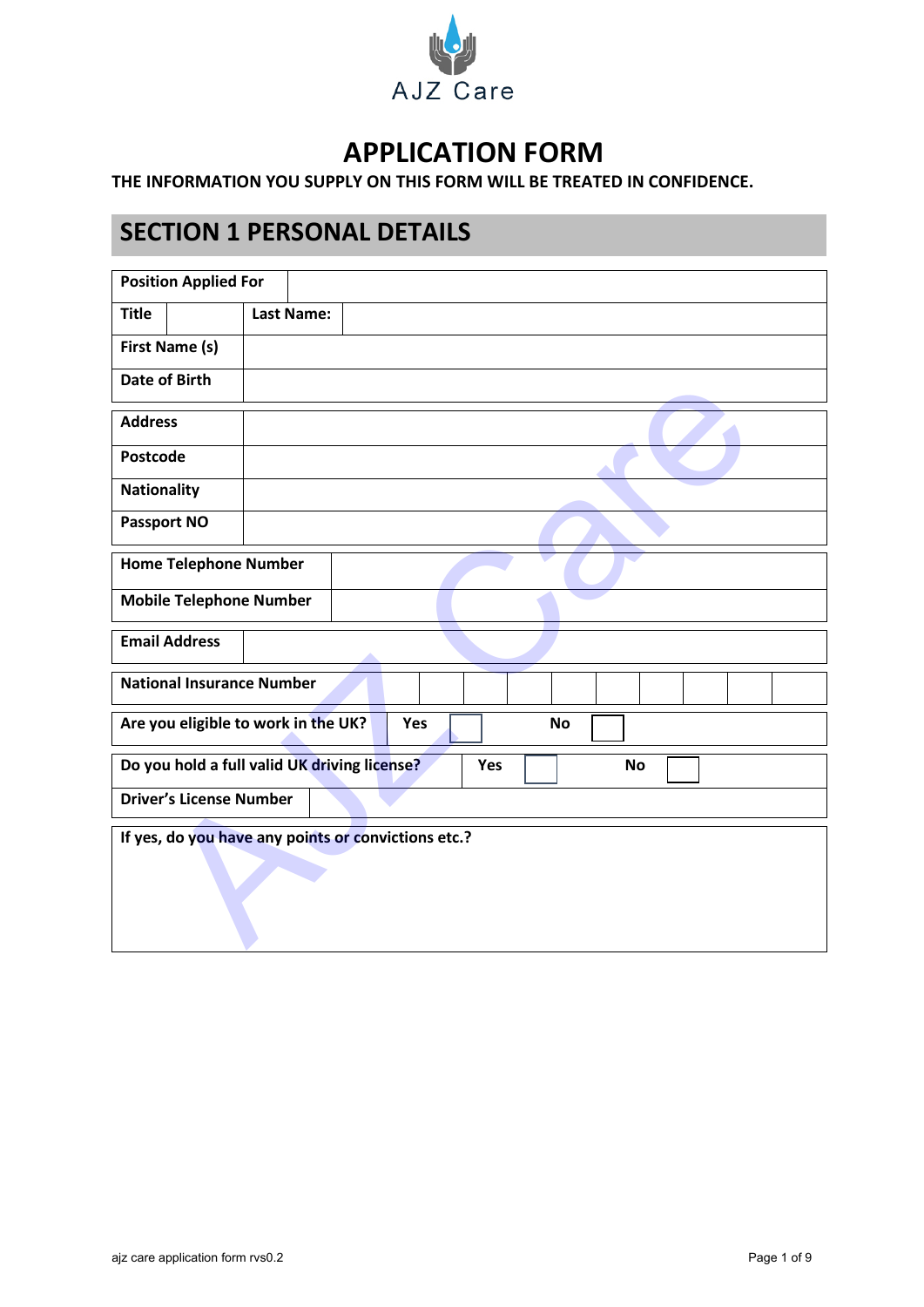AJZ Care

# APPLICATION FORM

**THE INFORMATION YOU SUPPLY ON THIS FORM WILL BE TREATED IN CONFIDENCE.**

## SECTION 1 PERSONAL DETAILS

| **Position Applied For** | |
|---|---|

| **Title** | | **Last Name:** | |
|---|---|---|---|

| **First Name (s)** | |
|---|---|
| **Date of Birth** | |

| **Address** | |
|---|---|
| **Postcode** | |
| **Nationality** | |
| **Passport NO** | |

| **Home Telephone Number** | |
|---|---|
| **Mobile Telephone Number** | |

| **Email Address** | |
|---|---|

| **National Insurance Number** | | | | | | | | | |
|---|---|---|---|---|---|---|---|---|---|

| **Are you eligible to work in the UK?** | **Yes** | ☐ | **No** | ☐ |
|---|---|---|---|---|

| **Do you hold a full valid UK driving license?** | **Yes** | ☐ | **No** | ☐ |
|---|---|---|---|---|
| **Driver's License Number** | | | | |

| **If yes, do you have any points or convictions etc.?** |
|---|
| |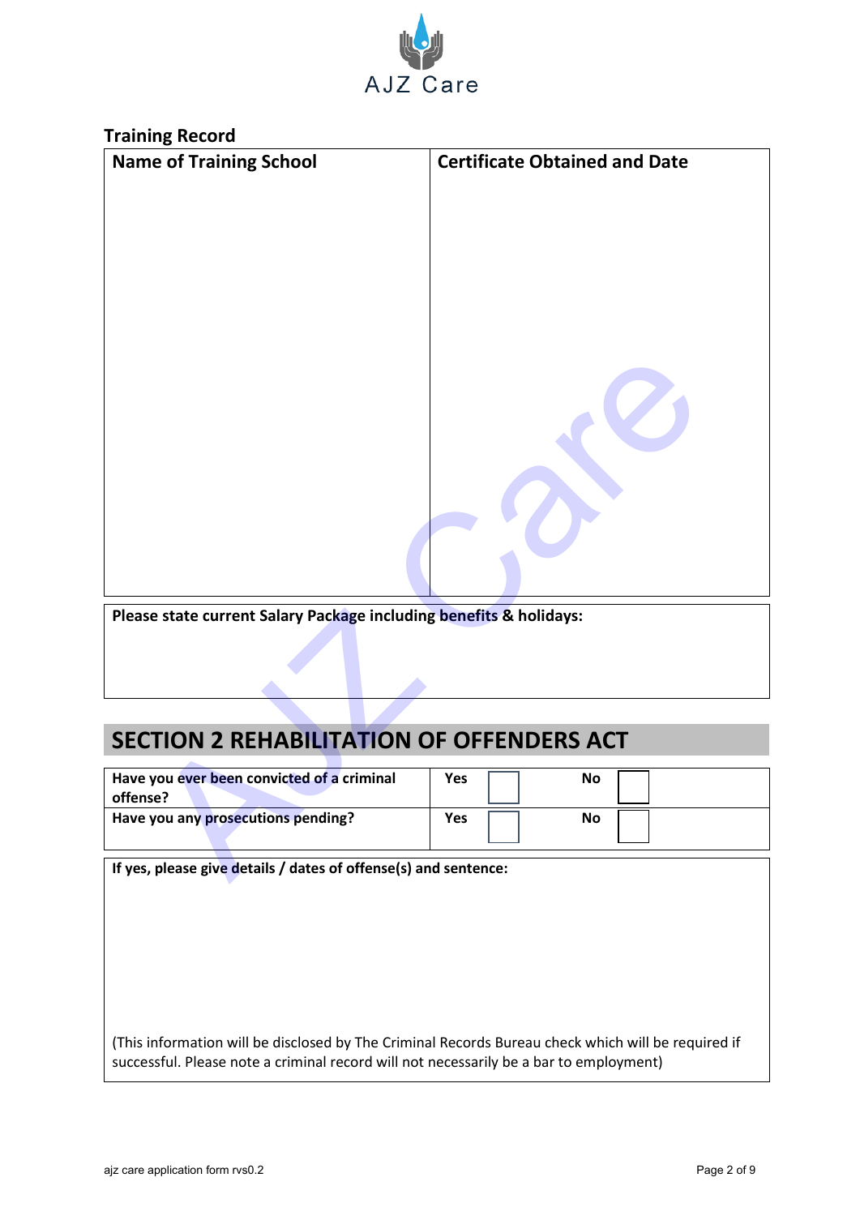AJZ Care

**Training Record**

| Name of Training School | Certificate Obtained and Date |
|---|---|
| | |

| **Please state current Salary Package including benefits & holidays:** |
|---|
| |

## SECTION 2 REHABILITATION OF OFFENDERS ACT

| | | | | |
|---|---|---|---|---|
| **Have you ever been convicted of a criminal offense?** | **Yes** | ☐ | **No** | ☐ |
| **Have you any prosecutions pending?** | **Yes** | ☐ | **No** | ☐ |

| **If yes, please give details / dates of offense(s) and sentence:** |
|---|
| (This information will be disclosed by The Criminal Records Bureau check which will be required if successful. Please note a criminal record will not necessarily be a bar to employment) |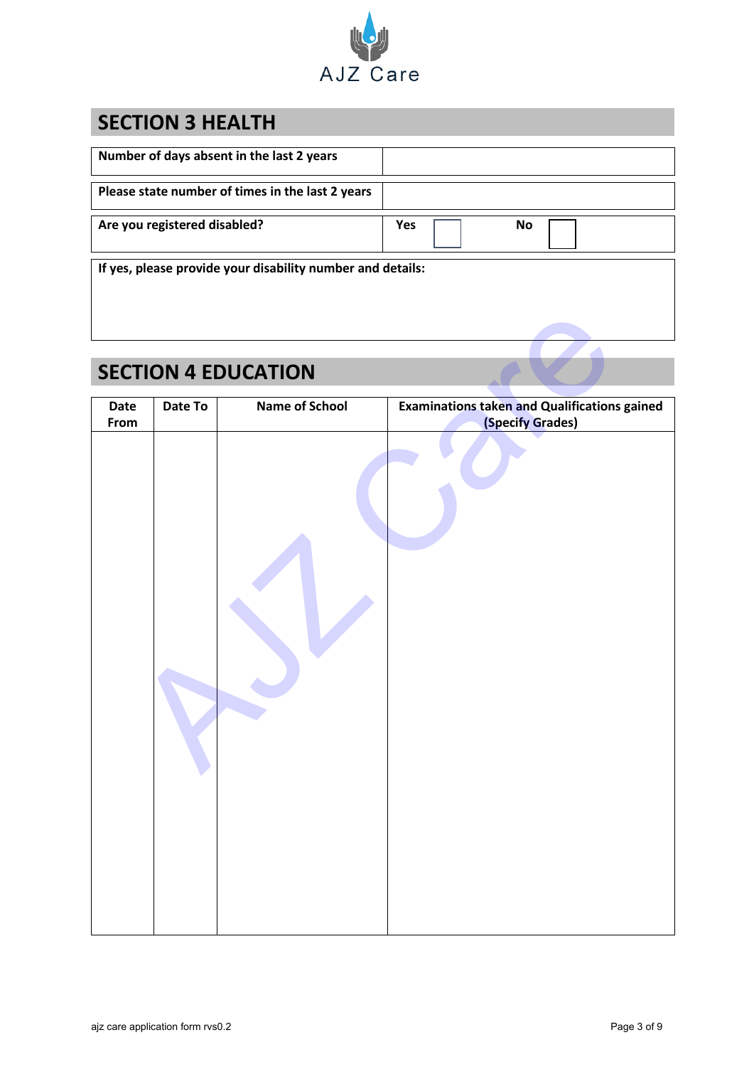AJZ Care

## SECTION 3 HEALTH

| Number of days absent in the last 2 years | |
|---|---|
| Please state number of times in the last 2 years | |
| Are you registered disabled? | Yes ☐ No ☐ |

**If yes, please provide your disability number and details:**

## SECTION 4 EDUCATION

| Date From | Date To | Name of School | Examinations taken and Qualifications gained (Specify Grades) |
|---|---|---|---|
| | | | |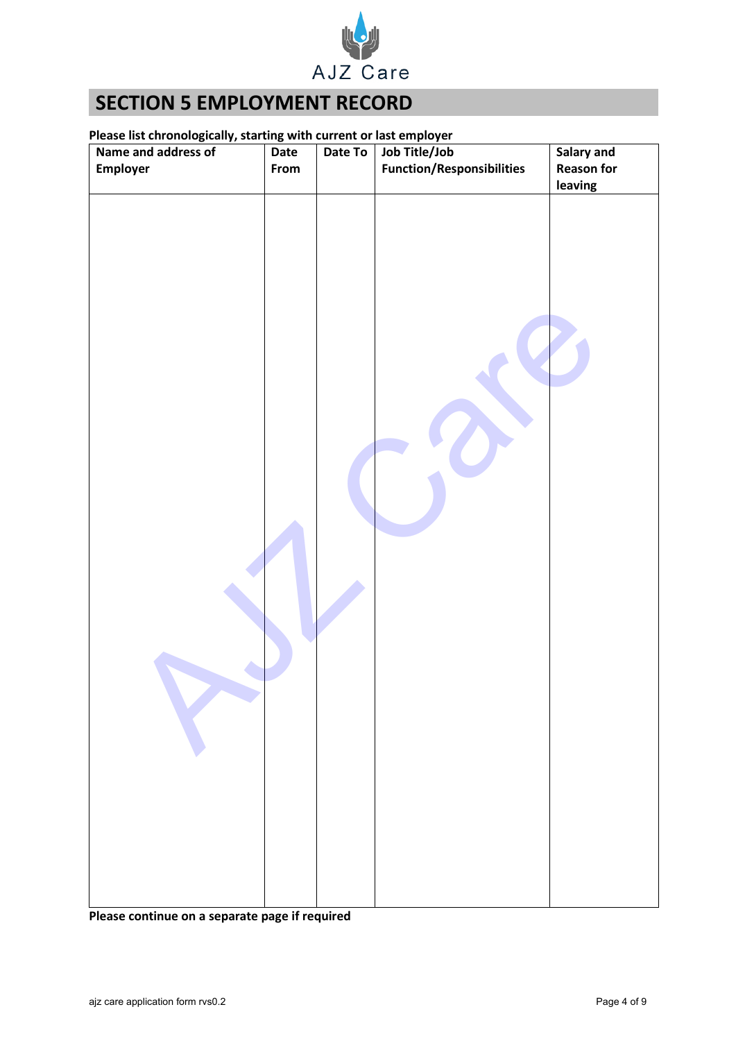## SECTION 5 EMPLOYMENT RECORD

**Please list chronologically, starting with current or last employer**

| Name and address of Employer | Date From | Date To | Job Title/Job Function/Responsibilities | Salary and Reason for leaving |
|---|---|---|---|---|
| | | | | |

**Please continue on a separate page if required**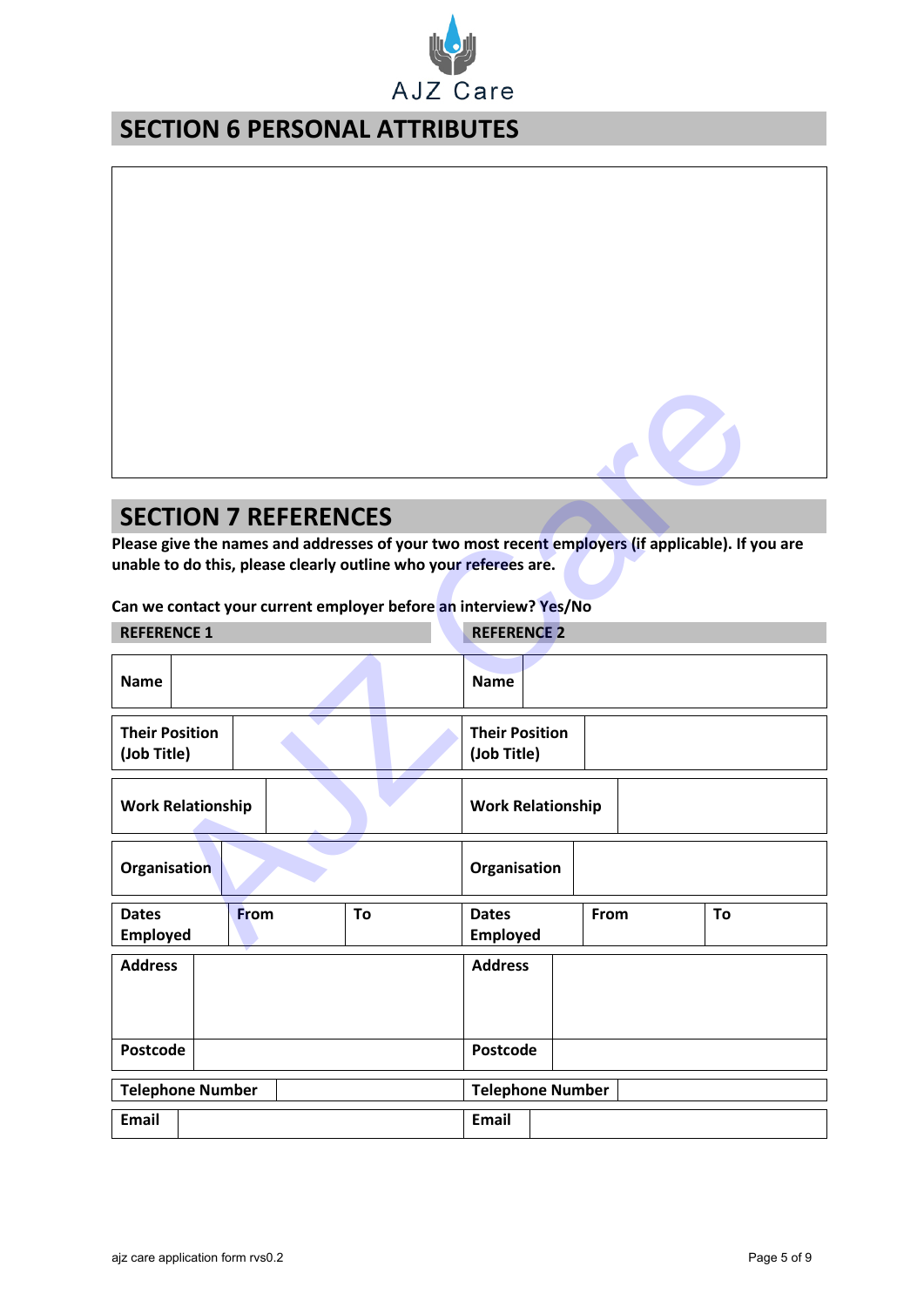AJZ Care

## SECTION 6 PERSONAL ATTRIBUTES

| |
|---|
| |

## SECTION 7 REFERENCES

**Please give the names and addresses of your two most recent employers (if applicable). If you are unable to do this, please clearly outline who your referees are.**

**Can we contact your current employer before an interview? Yes/No**

| **REFERENCE 1** | | | | **REFERENCE 2** | | | |
|---|---|---|---|---|---|---|---|
| **Name** | | | | **Name** | | | |
| **Their Position (Job Title)** | | | | **Their Position (Job Title)** | | | |
| **Work Relationship** | | | | **Work Relationship** | | | |
| **Organisation** | | | | **Organisation** | | | |
| **Dates Employed** | **From** | | **To** | **Dates Employed** | **From** | | **To** |
| **Address** | | | | **Address** | | | |
| **Postcode** | | | | **Postcode** | | | |
| **Telephone Number** | | | | **Telephone Number** | | | |
| **Email** | | | | **Email** | | | |

ajz care application form rvs0.2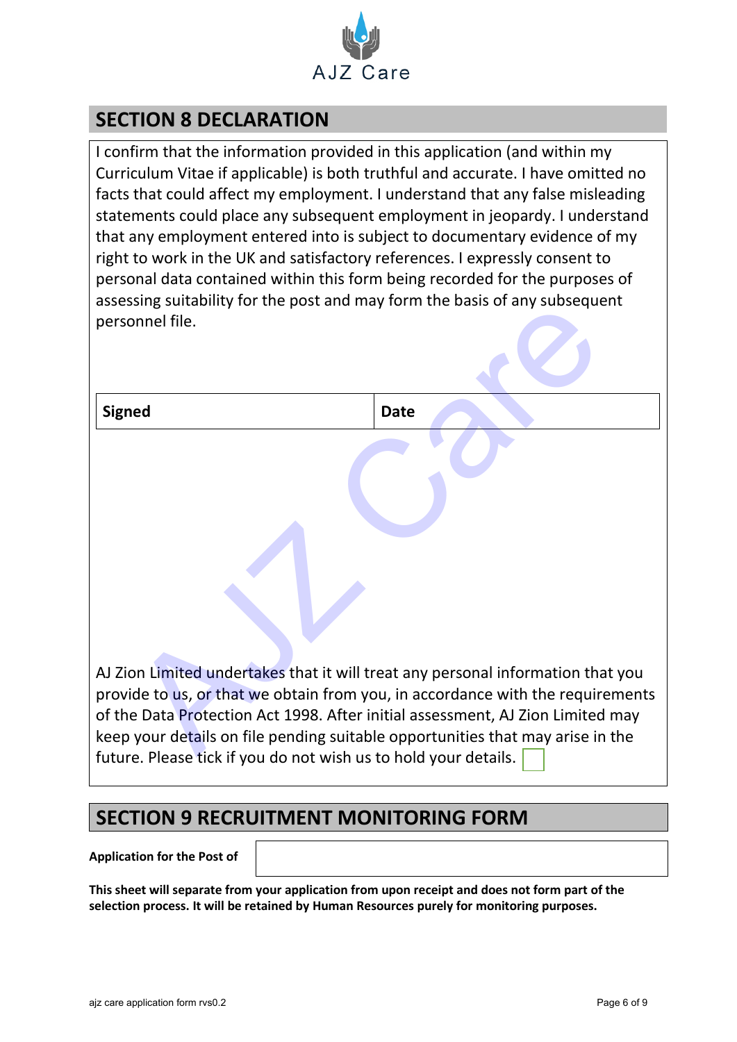## SECTION 8 DECLARATION

I confirm that the information provided in this application (and within my Curriculum Vitae if applicable) is both truthful and accurate. I have omitted no facts that could affect my employment. I understand that any false misleading statements could place any subsequent employment in jeopardy. I understand that any employment entered into is subject to documentary evidence of my right to work in the UK and satisfactory references. I expressly consent to personal data contained within this form being recorded for the purposes of assessing suitability for the post and may form the basis of any subsequent personnel file.

| **Signed** | **Date** |
| --- | --- |

AJ Zion Limited undertakes that it will treat any personal information that you provide to us, or that we obtain from you, in accordance with the requirements of the Data Protection Act 1998. After initial assessment, AJ Zion Limited may keep your details on file pending suitable opportunities that may arise in the future. Please tick if you do not wish us to hold your details. ☐

## SECTION 9 RECRUITMENT MONITORING FORM

| **Application for the Post of** | |
| --- | --- |

**This sheet will separate from your application from upon receipt and does not form part of the selection process. It will be retained by Human Resources purely for monitoring purposes.**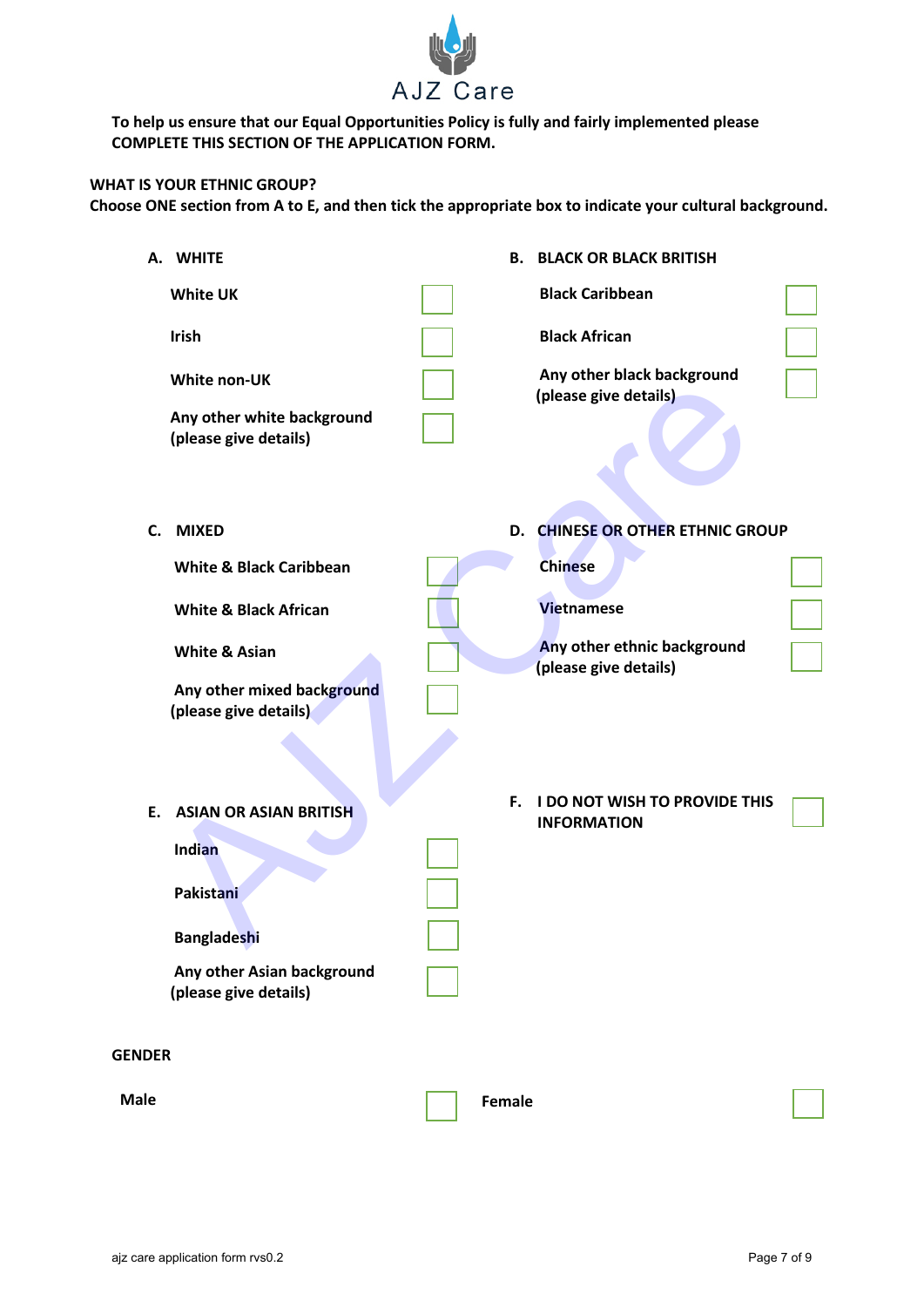AJZ Care

**To help us ensure that our Equal Opportunities Policy is fully and fairly implemented please COMPLETE THIS SECTION OF THE APPLICATION FORM.**

**WHAT IS YOUR ETHNIC GROUP?**
**Choose ONE section from A to E, and then tick the appropriate box to indicate your cultural background.**

**A. WHITE**

- White UK ☐
- Irish ☐
- White non-UK ☐
- Any other white background (please give details) ☐

**B. BLACK OR BLACK BRITISH**

- Black Caribbean ☐
- Black African ☐
- Any other black background (please give details) ☐

**C. MIXED**

- White & Black Caribbean ☐
- White & Black African ☐
- White & Asian ☐
- Any other mixed background (please give details) ☐

**D. CHINESE OR OTHER ETHNIC GROUP**

- Chinese ☐
- Vietnamese ☐
- Any other ethnic background (please give details) ☐

**E. ASIAN OR ASIAN BRITISH**

- Indian ☐
- Pakistani ☐
- Bangladeshi ☐
- Any other Asian background (please give details) ☐

**F. I DO NOT WISH TO PROVIDE THIS INFORMATION** ☐

**GENDER**

- Male ☐
- Female ☐

ajz care application form rvs0.2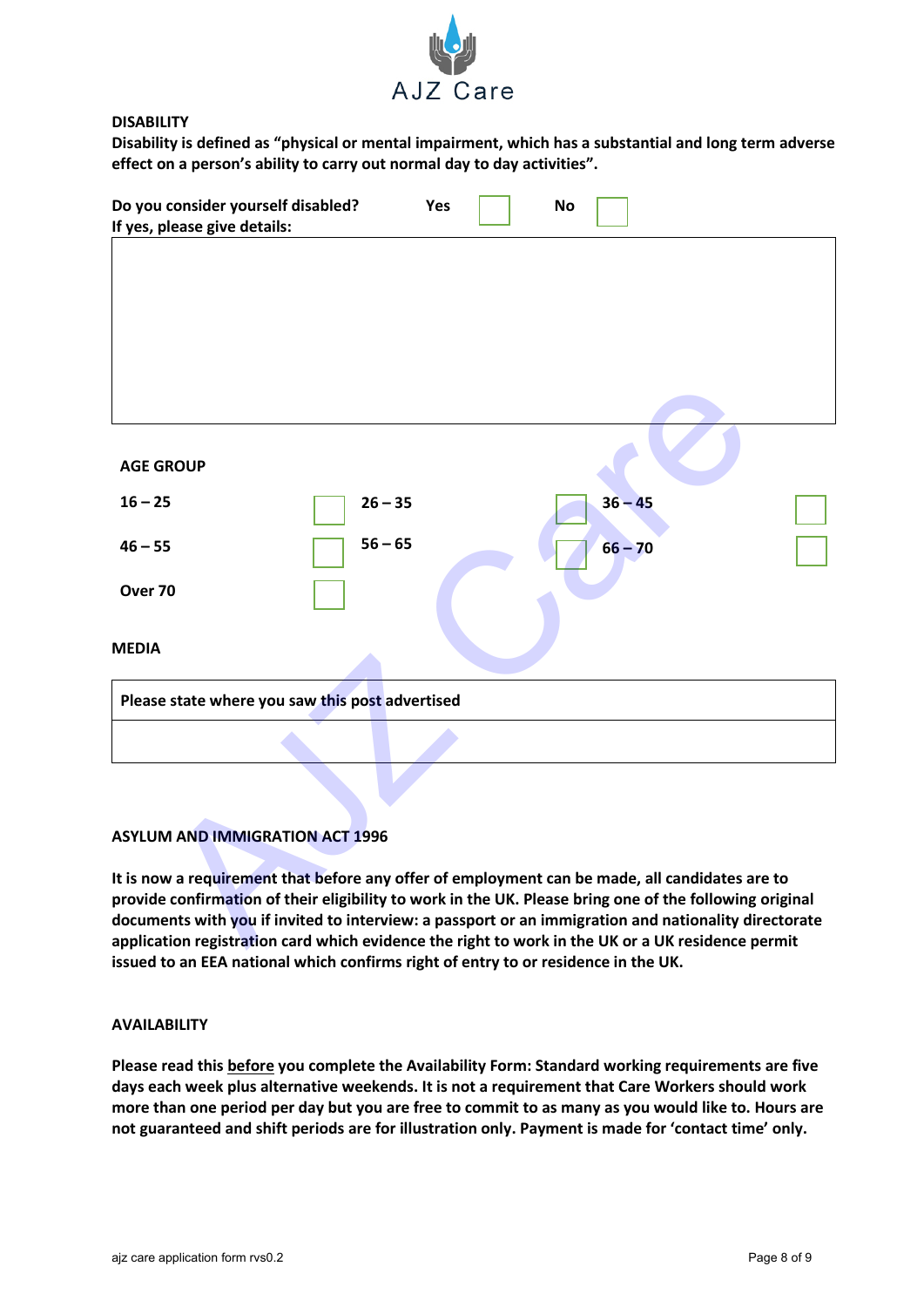AJZ Care

**DISABILITY**

**Disability is defined as "physical or mental impairment, which has a substantial and long term adverse effect on a person's ability to carry out normal day to day activities".**

**Do you consider yourself disabled?** **Yes** ☐ **No** ☐

**If yes, please give details:**

| |
|---|
| |

**AGE GROUP**

| | | | | | |
|---|---|---|---|---|---|
| **16 – 25** | ☐ | **26 – 35** | ☐ | **36 – 45** | ☐ |
| **46 – 55** | ☐ | **56 – 65** | ☐ | **66 – 70** | ☐ |
| **Over 70** | ☐ | | | | |

**MEDIA**

| **Please state where you saw this post advertised** |
|---|
| |

**ASYLUM AND IMMIGRATION ACT 1996**

**It is now a requirement that before any offer of employment can be made, all candidates are to provide confirmation of their eligibility to work in the UK. Please bring one of the following original documents with you if invited to interview: a passport or an immigration and nationality directorate application registration card which evidence the right to work in the UK or a UK residence permit issued to an EEA national which confirms right of entry to or residence in the UK.**

**AVAILABILITY**

**Please read this <u>before</u> you complete the Availability Form: Standard working requirements are five days each week plus alternative weekends. It is not a requirement that Care Workers should work more than one period per day but you are free to commit to as many as you would like to. Hours are not guaranteed and shift periods are for illustration only. Payment is made for 'contact time' only.**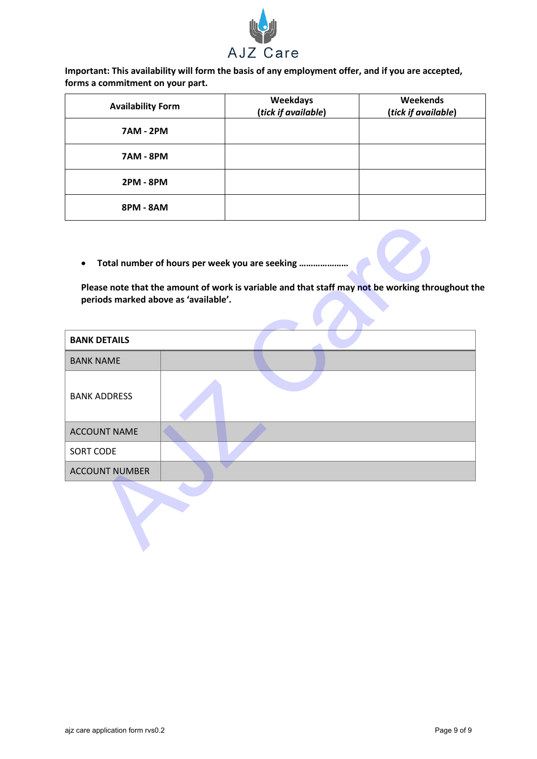AJZ Care

**Important: This availability will form the basis of any employment offer, and if you are accepted, forms a commitment on your part.**

| Availability Form | Weekdays (*tick if available*) | Weekends (*tick if available*) |
|---|---|---|
| **7AM - 2PM** | | |
| **7AM - 8PM** | | |
| **2PM - 8PM** | | |
| **8PM - 8AM** | | |

- **Total number of hours per week you are seeking …………………**

**Please note that the amount of work is variable and that staff may not be working throughout the periods marked above as 'available'.**

| **BANK DETAILS** | |
|---|---|
| BANK NAME | |
| BANK ADDRESS | |
| ACCOUNT NAME | |
| SORT CODE | |
| ACCOUNT NUMBER | |